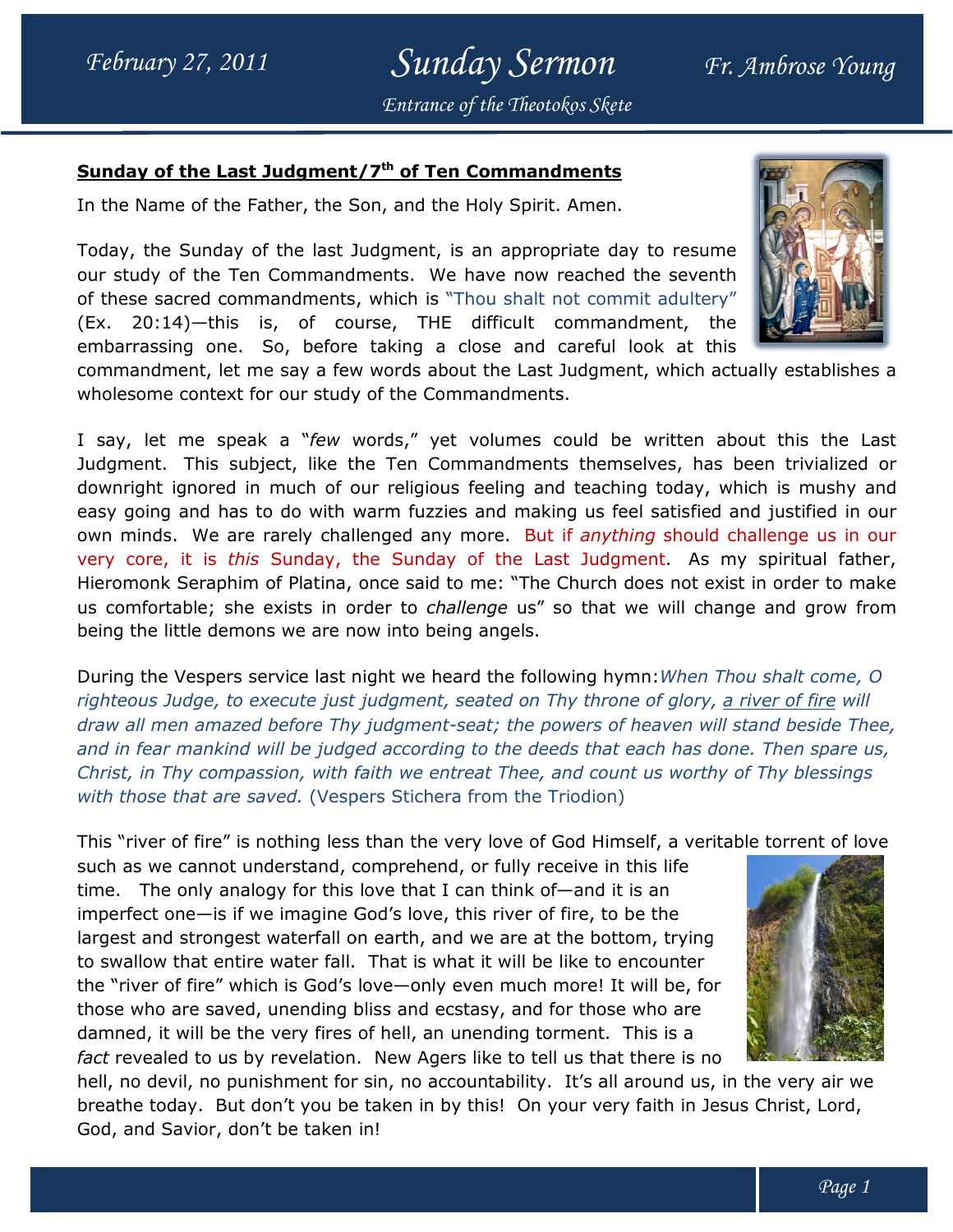## Sunday of the Last Judgment/7th of Ten Commandments

In the Name of the Father, the Son, and the Holy Spirit. Amen.

Today, the Sunday of the last Judgment, is an appropriate day to resume our study of the Ten Commandments. We have now reached the seventh of these sacred commandments, which is "Thou shalt not commit adultery" (Ex. 20:14)—this is, of course, THE difficult commandment, the embarrassing one. So, before taking a close and careful look at this commandment, let me say a few words about the Last Judgment, which actually establishes a wholesome context for our study of the Commandments.

I say, let me speak a "*few* words," yet volumes could be written about this the Last Judgment. This subject, like the Ten Commandments themselves, has been trivialized or downright ignored in much of our religious feeling and teaching today, which is mushy and easy going and has to do with warm fuzzies and making us feel satisfied and justified in our own minds. We are rarely challenged any more. But if *anything* should challenge us in our very core, it is *this* Sunday, the Sunday of the Last Judgment. As my spiritual father, Hieromonk Seraphim of Platina, once said to me: "The Church does not exist in order to make us comfortable; she exists in order to *challenge* us" so that we will change and grow from being the little demons we are now into being angels.

During the Vespers service last night we heard the following hymn: *When Thou shalt come, O righteous Judge, to execute just judgment, seated on Thy throne of glory, a river of fire will draw all men amazed before Thy judgment-seat; the powers of heaven will stand beside Thee, and in fear mankind will be judged according to the deeds that each has done. Then spare us, Christ, in Thy compassion, with faith we entreat Thee, and count us worthy of Thy blessings with those that are saved.* (Vespers Stichera from the Triodion)

This "river of fire" is nothing less than the very love of God Himself, a veritable torrent of love such as we cannot understand, comprehend, or fully receive in this life time. The only analogy for this love that I can think of—and it is an imperfect one—is if we imagine God's love, this river of fire, to be the largest and strongest waterfall on earth, and we are at the bottom, trying to swallow that entire water fall. That is what it will be like to encounter the "river of fire" which is God's love—only even much more! It will be, for those who are saved, unending bliss and ecstasy, and for those who are damned, it will be the very fires of hell, an unending torment. This is a *fact* revealed to us by revelation. New Agers like to tell us that there is no hell, no devil, no punishment for sin, no accountability. It's all around us, in the very air we breathe today. But don't you be taken in by this! On your very faith in Jesus Christ, Lord, God, and Savior, don't be taken in!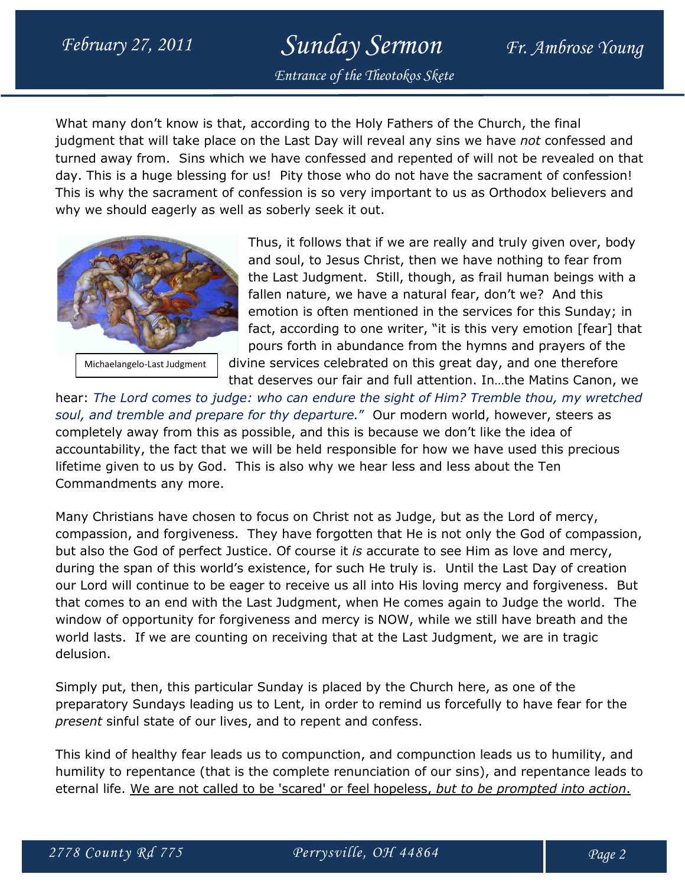What many don't know is that, according to the Holy Fathers of the Church, the final judgment that will take place on the Last Day will reveal any sins we have *not* confessed and turned away from. Sins which we have confessed and repented of will not be revealed on that day. This is a huge blessing for us! Pity those who do not have the sacrament of confession! This is why the sacrament of confession is so very important to us as Orthodox believers and why we should eagerly as well as soberly seek it out.

Michaelangelo-Last Judgment

Thus, it follows that if we are really and truly given over, body and soul, to Jesus Christ, then we have nothing to fear from the Last Judgment. Still, though, as frail human beings with a fallen nature, we have a natural fear, don't we? And this emotion is often mentioned in the services for this Sunday; in fact, according to one writer, "it is this very emotion [fear] that pours forth in abundance from the hymns and prayers of the divine services celebrated on this great day, and one therefore that deserves our fair and full attention. In…the Matins Canon, we hear: *The Lord comes to judge: who can endure the sight of Him? Tremble thou, my wretched soul, and tremble and prepare for thy departure.*" Our modern world, however, steers as completely away from this as possible, and this is because we don't like the idea of accountability, the fact that we will be held responsible for how we have used this precious lifetime given to us by God. This is also why we hear less and less about the Ten Commandments any more.

Many Christians have chosen to focus on Christ not as Judge, but as the Lord of mercy, compassion, and forgiveness. They have forgotten that He is not only the God of compassion, but also the God of perfect Justice. Of course it *is* accurate to see Him as love and mercy, during the span of this world's existence, for such He truly is. Until the Last Day of creation our Lord will continue to be eager to receive us all into His loving mercy and forgiveness. But that comes to an end with the Last Judgment, when He comes again to Judge the world. The window of opportunity for forgiveness and mercy is NOW, while we still have breath and the world lasts. If we are counting on receiving that at the Last Judgment, we are in tragic delusion.

Simply put, then, this particular Sunday is placed by the Church here, as one of the preparatory Sundays leading us to Lent, in order to remind us forcefully to have fear for the *present* sinful state of our lives, and to repent and confess.

This kind of healthy fear leads us to compunction, and compunction leads us to humility, and humility to repentance (that is the complete renunciation of our sins), and repentance leads to eternal life. We are not called to be 'scared' or feel hopeless, *but to be prompted into action*.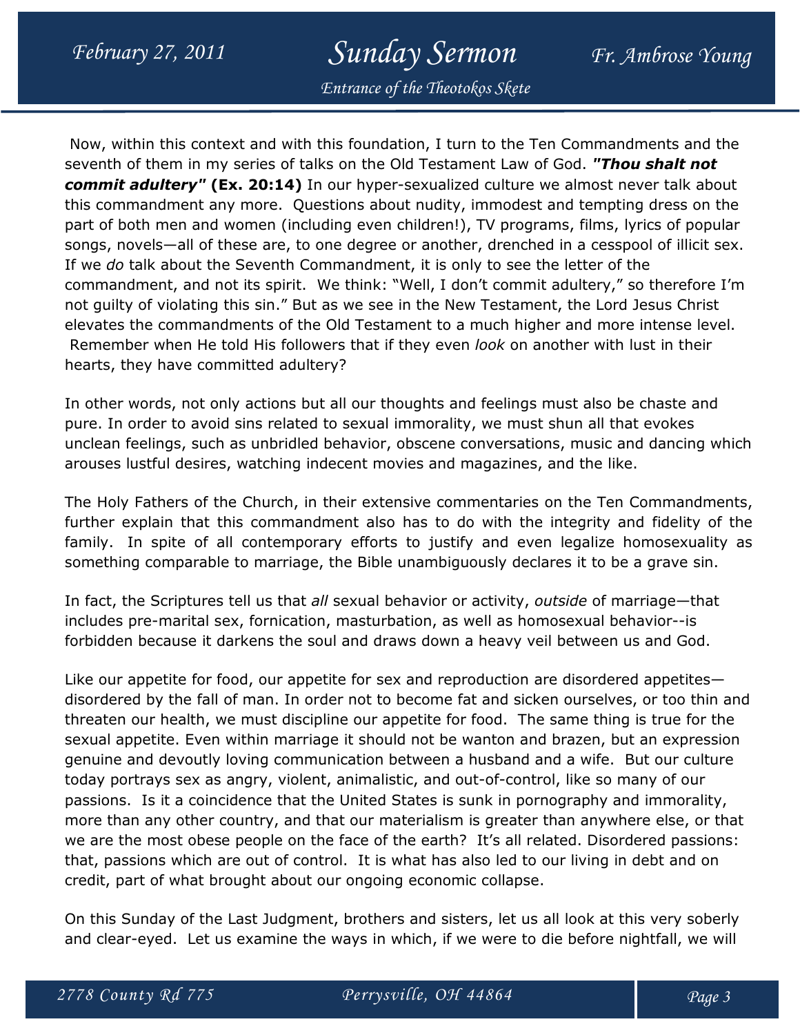Now, within this context and with this foundation, I turn to the Ten Commandments and the seventh of them in my series of talks on the Old Testament Law of God. ***"Thou shalt not commit adultery"* (Ex. 20:14)** In our hyper-sexualized culture we almost never talk about this commandment any more. Questions about nudity, immodest and tempting dress on the part of both men and women (including even children!), TV programs, films, lyrics of popular songs, novels—all of these are, to one degree or another, drenched in a cesspool of illicit sex. If we *do* talk about the Seventh Commandment, it is only to see the letter of the commandment, and not its spirit. We think: "Well, I don't commit adultery," so therefore I'm not guilty of violating this sin." But as we see in the New Testament, the Lord Jesus Christ elevates the commandments of the Old Testament to a much higher and more intense level. Remember when He told His followers that if they even *look* on another with lust in their hearts, they have committed adultery?

In other words, not only actions but all our thoughts and feelings must also be chaste and pure. In order to avoid sins related to sexual immorality, we must shun all that evokes unclean feelings, such as unbridled behavior, obscene conversations, music and dancing which arouses lustful desires, watching indecent movies and magazines, and the like.

The Holy Fathers of the Church, in their extensive commentaries on the Ten Commandments, further explain that this commandment also has to do with the integrity and fidelity of the family. In spite of all contemporary efforts to justify and even legalize homosexuality as something comparable to marriage, the Bible unambiguously declares it to be a grave sin.

In fact, the Scriptures tell us that *all* sexual behavior or activity, *outside* of marriage—that includes pre-marital sex, fornication, masturbation, as well as homosexual behavior--is forbidden because it darkens the soul and draws down a heavy veil between us and God.

Like our appetite for food, our appetite for sex and reproduction are disordered appetites—disordered by the fall of man. In order not to become fat and sicken ourselves, or too thin and threaten our health, we must discipline our appetite for food. The same thing is true for the sexual appetite. Even within marriage it should not be wanton and brazen, but an expression genuine and devoutly loving communication between a husband and a wife. But our culture today portrays sex as angry, violent, animalistic, and out-of-control, like so many of our passions. Is it a coincidence that the United States is sunk in pornography and immorality, more than any other country, and that our materialism is greater than anywhere else, or that we are the most obese people on the face of the earth? It's all related. Disordered passions: that, passions which are out of control. It is what has also led to our living in debt and on credit, part of what brought about our ongoing economic collapse.

On this Sunday of the Last Judgment, brothers and sisters, let us all look at this very soberly and clear-eyed. Let us examine the ways in which, if we were to die before nightfall, we will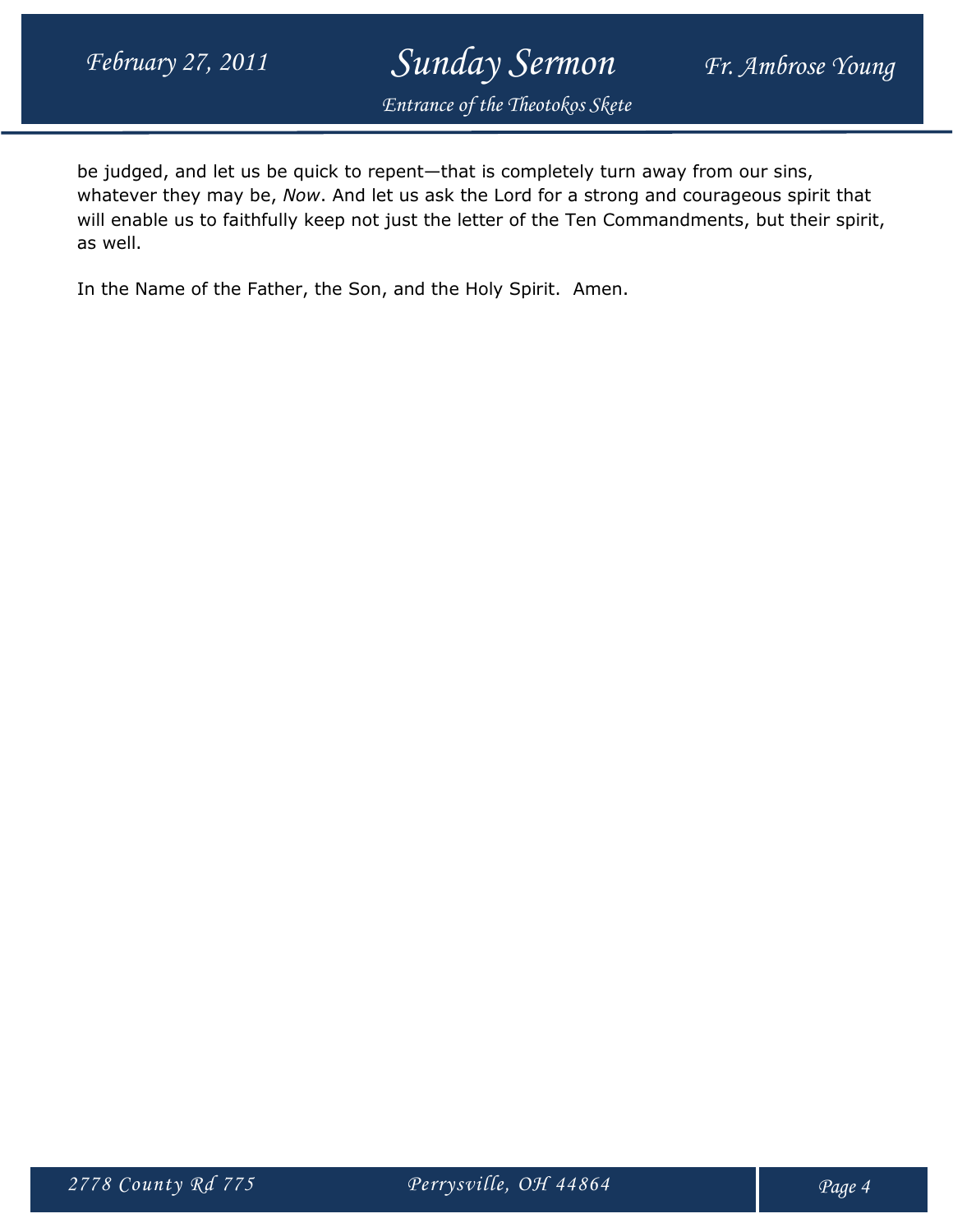be judged, and let us be quick to repent—that is completely turn away from our sins, whatever they may be, *Now*. And let us ask the Lord for a strong and courageous spirit that will enable us to faithfully keep not just the letter of the Ten Commandments, but their spirit, as well.

In the Name of the Father, the Son, and the Holy Spirit. Amen.